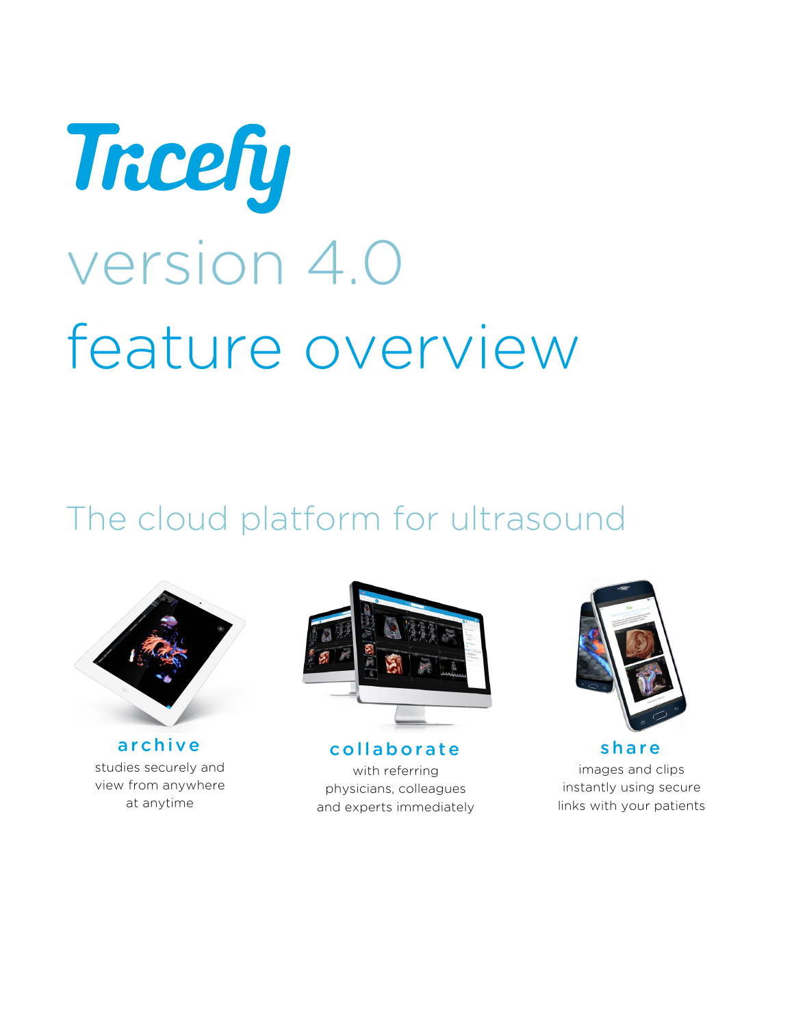# Tricefy

## version 4.0

## feature overview

## The cloud platform for ultrasound

**archive**
studies securely and view from anywhere at anytime

**collaborate**
with referring physicians, colleagues and experts immediately

**share**
images and clips instantly using secure links with your patients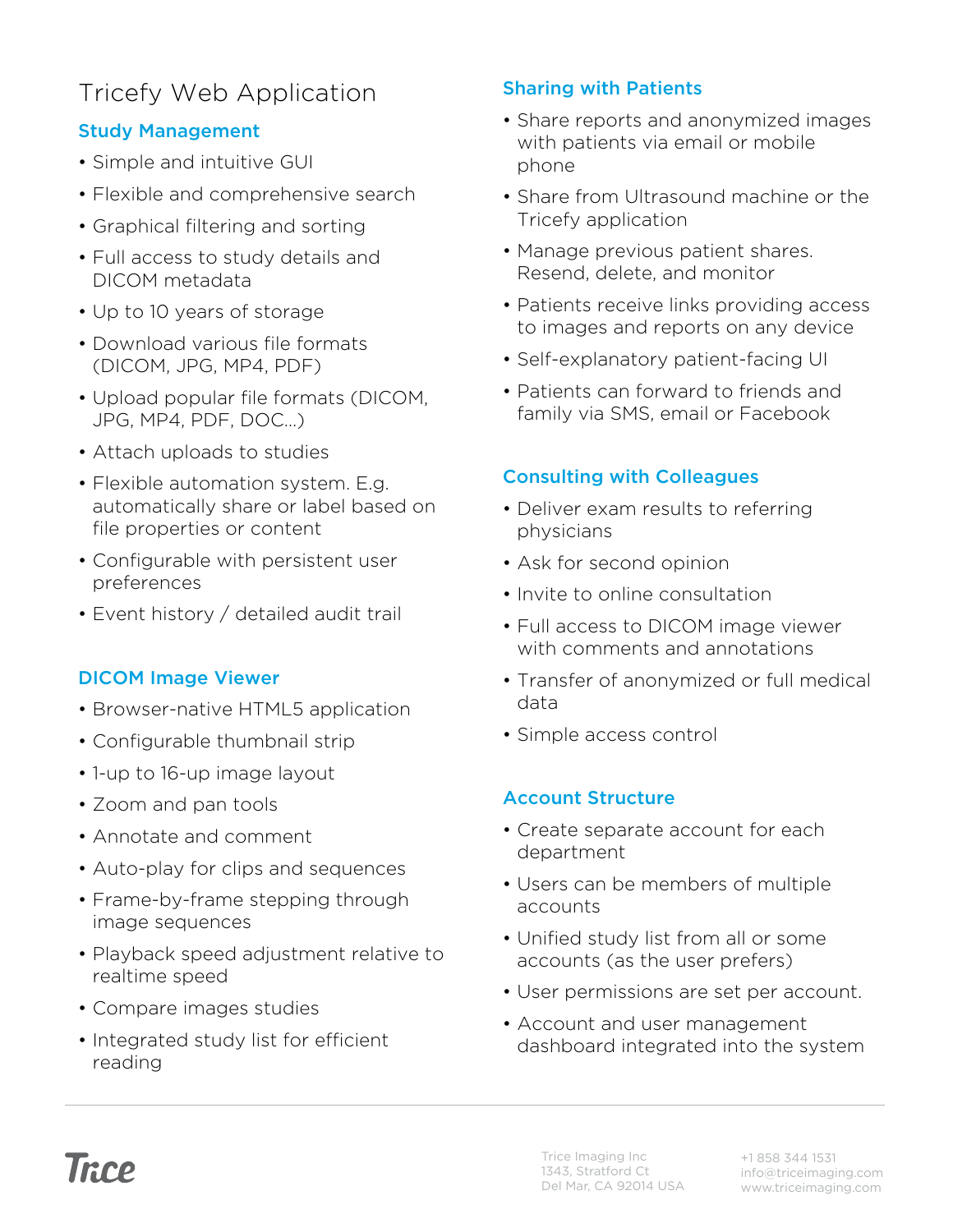# Tricefy Web Application

## Study Management

- Simple and intuitive GUI
- Flexible and comprehensive search
- Graphical filtering and sorting
- Full access to study details and DICOM metadata
- Up to 10 years of storage
- Download various file formats (DICOM, JPG, MP4, PDF)
- Upload popular file formats (DICOM, JPG, MP4, PDF, DOC...)
- Attach uploads to studies
- Flexible automation system. E.g. automatically share or label based on file properties or content
- Configurable with persistent user preferences
- Event history / detailed audit trail

## DICOM Image Viewer

- Browser-native HTML5 application
- Configurable thumbnail strip
- 1-up to 16-up image layout
- Zoom and pan tools
- Annotate and comment
- Auto-play for clips and sequences
- Frame-by-frame stepping through image sequences
- Playback speed adjustment relative to realtime speed
- Compare images studies
- Integrated study list for efficient reading

## Sharing with Patients

- Share reports and anonymized images with patients via email or mobile phone
- Share from Ultrasound machine or the Tricefy application
- Manage previous patient shares. Resend, delete, and monitor
- Patients receive links providing access to images and reports on any device
- Self-explanatory patient-facing UI
- Patients can forward to friends and family via SMS, email or Facebook

## Consulting with Colleagues

- Deliver exam results to referring physicians
- Ask for second opinion
- Invite to online consultation
- Full access to DICOM image viewer with comments and annotations
- Transfer of anonymized or full medical data
- Simple access control

## Account Structure

- Create separate account for each department
- Users can be members of multiple accounts
- Unified study list from all or some accounts (as the user prefers)
- User permissions are set per account.
- Account and user management dashboard integrated into the system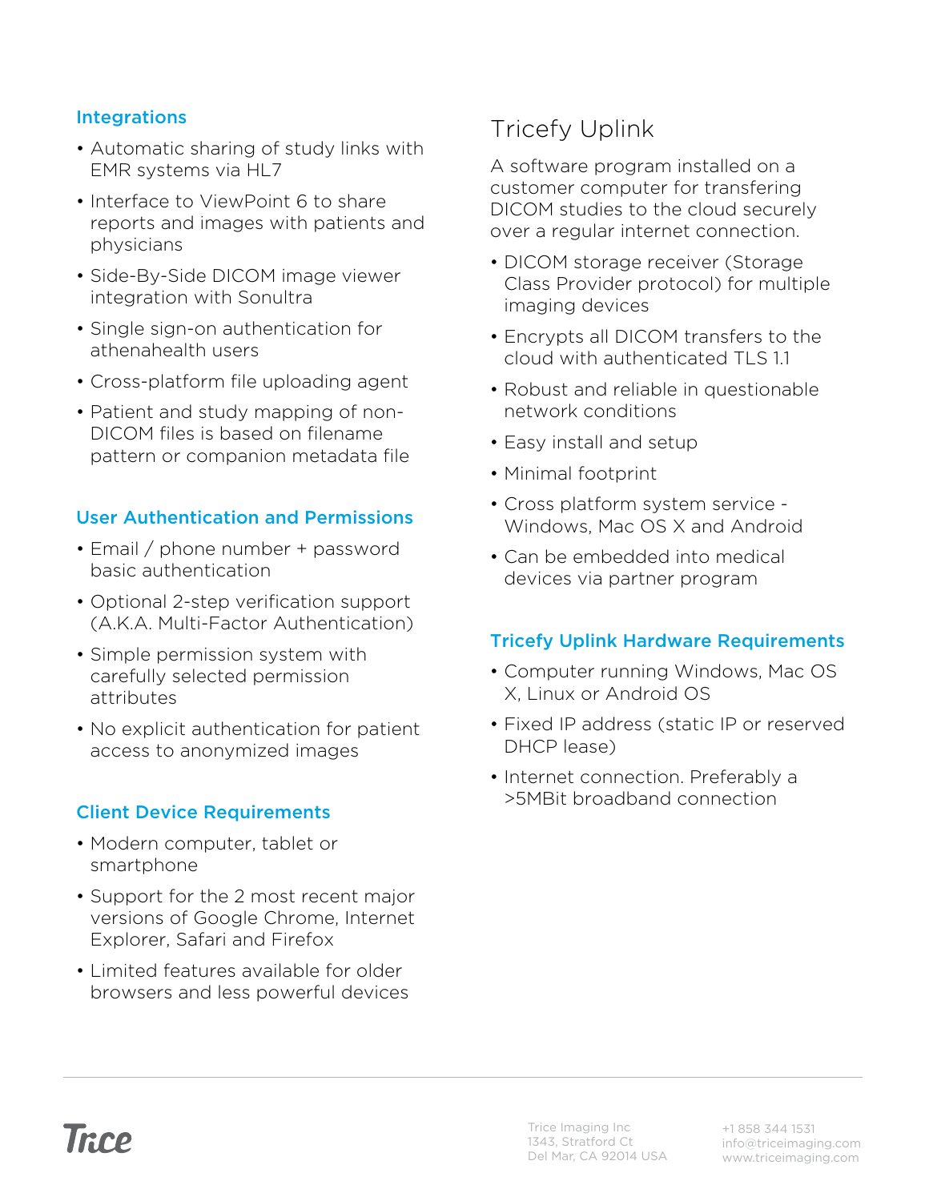### Integrations

- Automatic sharing of study links with EMR systems via HL7
- Interface to ViewPoint 6 to share reports and images with patients and physicians
- Side-By-Side DICOM image viewer integration with Sonultra
- Single sign-on authentication for athenahealth users
- Cross-platform file uploading agent
- Patient and study mapping of non-DICOM files is based on filename pattern or companion metadata file

### User Authentication and Permissions

- Email / phone number + password basic authentication
- Optional 2-step verification support (A.K.A. Multi-Factor Authentication)
- Simple permission system with carefully selected permission attributes
- No explicit authentication for patient access to anonymized images

### Client Device Requirements

- Modern computer, tablet or smartphone
- Support for the 2 most recent major versions of Google Chrome, Internet Explorer, Safari and Firefox
- Limited features available for older browsers and less powerful devices

## Tricefy Uplink

A software program installed on a customer computer for transfering DICOM studies to the cloud securely over a regular internet connection.

- DICOM storage receiver (Storage Class Provider protocol) for multiple imaging devices
- Encrypts all DICOM transfers to the cloud with authenticated TLS 1.1
- Robust and reliable in questionable network conditions
- Easy install and setup
- Minimal footprint
- Cross platform system service - Windows, Mac OS X and Android
- Can be embedded into medical devices via partner program

### Tricefy Uplink Hardware Requirements

- Computer running Windows, Mac OS X, Linux or Android OS
- Fixed IP address (static IP or reserved DHCP lease)
- Internet connection. Preferably a >5MBit broadband connection

Trice Imaging Inc
1343, Stratford Ct
Del Mar, CA 92014 USA

+1 858 344 1531
info@triceimaging.com
www.triceimaging.com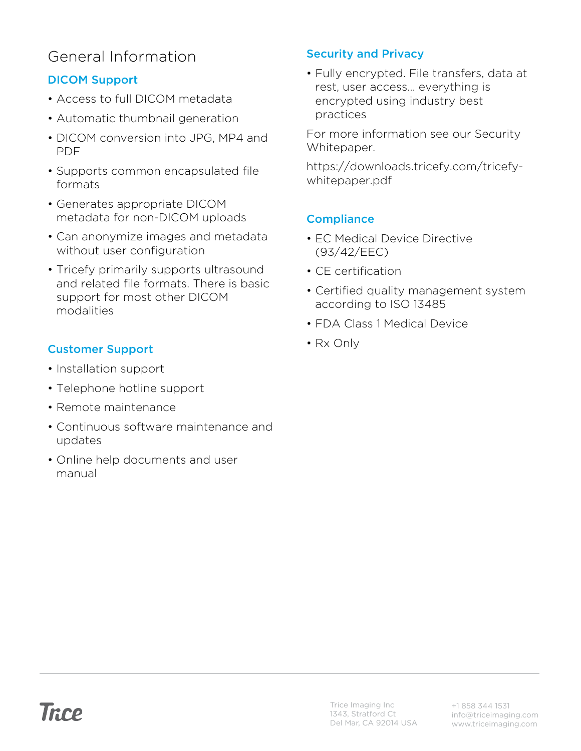# General Information

## DICOM Support

- Access to full DICOM metadata
- Automatic thumbnail generation
- DICOM conversion into JPG, MP4 and PDF
- Supports common encapsulated file formats
- Generates appropriate DICOM metadata for non-DICOM uploads
- Can anonymize images and metadata without user configuration
- Tricefy primarily supports ultrasound and related file formats. There is basic support for most other DICOM modalities

## Customer Support

- Installation support
- Telephone hotline support
- Remote maintenance
- Continuous software maintenance and updates
- Online help documents and user manual

## Security and Privacy

- Fully encrypted. File transfers, data at rest, user access... everything is encrypted using industry best practices

For more information see our Security Whitepaper.

https://downloads.tricefy.com/tricefy-whitepaper.pdf

## Compliance

- EC Medical Device Directive (93/42/EEC)
- CE certification
- Certified quality management system according to ISO 13485
- FDA Class 1 Medical Device
- Rx Only

Trice

Trice Imaging Inc
1343, Stratford Ct
Del Mar, CA 92014 USA

+1 858 344 1531
info@triceimaging.com
www.triceimaging.com